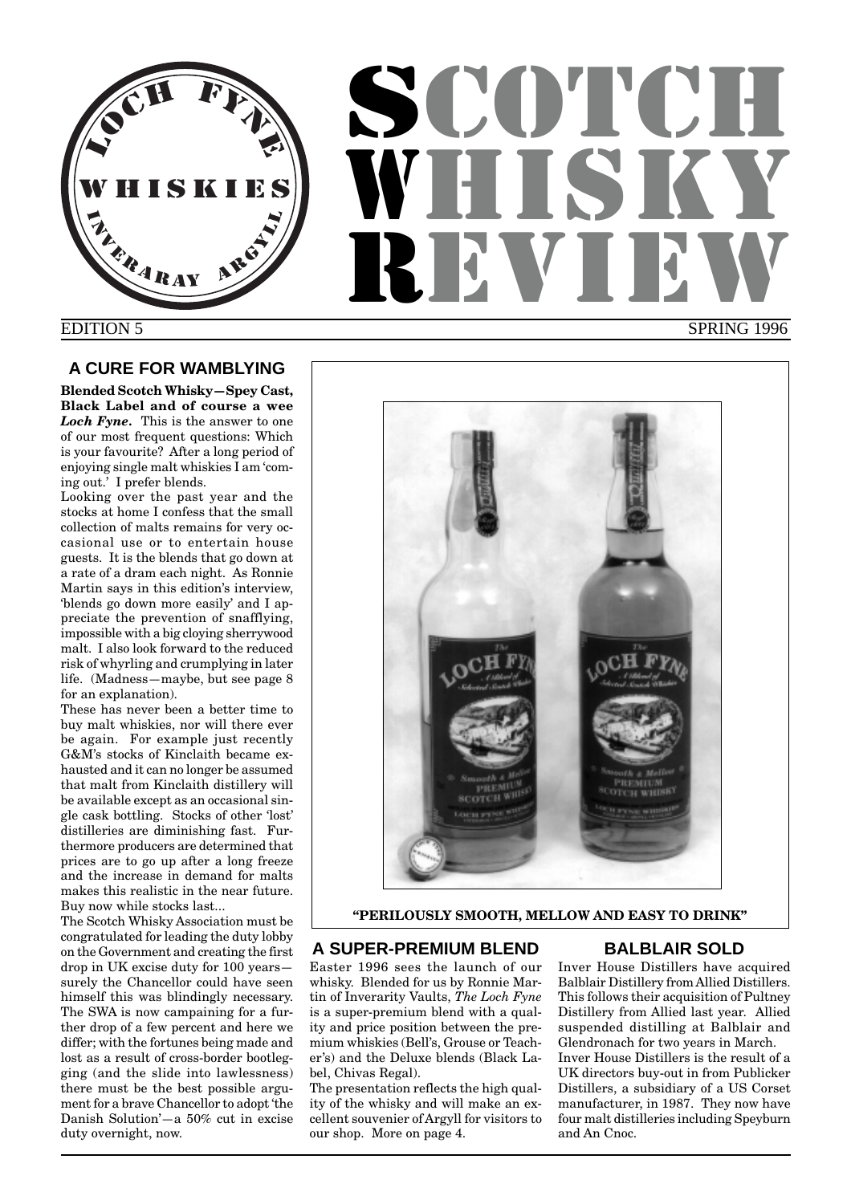# SCOTCH WHISKY REVIEW

LOCH FYNE WHISKIES INVERARAY ARGYLL

EDITION 5 SPRING 1996

## A CURE FOR WAMBLYING

**Blended Scotch Whisky—Spey Cast, Black Label and of course a wee *Loch Fyne*.** This is the answer to one of our most frequent questions: Which is your favourite? After a long period of enjoying single malt whiskies I am 'coming out.' I prefer blends.

Looking over the past year and the stocks at home I confess that the small collection of malts remains for very occasional use or to entertain house guests. It is the blends that go down at a rate of a dram each night. As Ronnie Martin says in this edition's interview, 'blends go down more easily' and I appreciate the prevention of snafflying, impossible with a big cloying sherrywood malt. I also look forward to the reduced risk of whyrling and crumplying in later life. (Madness—maybe, but see page 8 for an explanation).

These has never been a better time to buy malt whiskies, nor will there ever be again. For example just recently G&M's stocks of Kinclaith became exhausted and it can no longer be assumed that malt from Kinclaith distillery will be available except as an occasional single cask bottling. Stocks of other 'lost' distilleries are diminishing fast. Furthermore producers are determined that prices are to go up after a long freeze and the increase in demand for malts makes this realistic in the near future. Buy now while stocks last...

The Scotch Whisky Association must be congratulated for leading the duty lobby on the Government and creating the first drop in UK excise duty for 100 years—surely the Chancellor could have seen himself this was blindingly necessary. The SWA is now campaining for a further drop of a few percent and here we differ; with the fortunes being made and lost as a result of cross-border bootlegging (and the slide into lawlessness) there must be the best possible argument for a brave Chancellor to adopt 'the Danish Solution'—a 50% cut in excise duty overnight, now.

**"PERILOUSLY SMOOTH, MELLOW AND EASY TO DRINK"**

## A SUPER-PREMIUM BLEND

Easter 1996 sees the launch of our whisky. Blended for us by Ronnie Martin of Inverarity Vaults, *The Loch Fyne* is a super-premium blend with a quality and price position between the premium whiskies (Bell's, Grouse or Teacher's) and the Deluxe blends (Black Label, Chivas Regal).

The presentation reflects the high quality of the whisky and will make an excellent souvenier of Argyll for visitors to our shop. More on page 4.

## BALBLAIR SOLD

Inver House Distillers have acquired Balblair Distillery from Allied Distillers. This follows their acquisition of Pultney Distillery from Allied last year. Allied suspended distilling at Balblair and Glendronach for two years in March.

Inver House Distillers is the result of a UK directors buy-out in from Publicker Distillers, a subsidiary of a US Corset manufacturer, in 1987. They now have four malt distilleries including Speyburn and An Cnoc.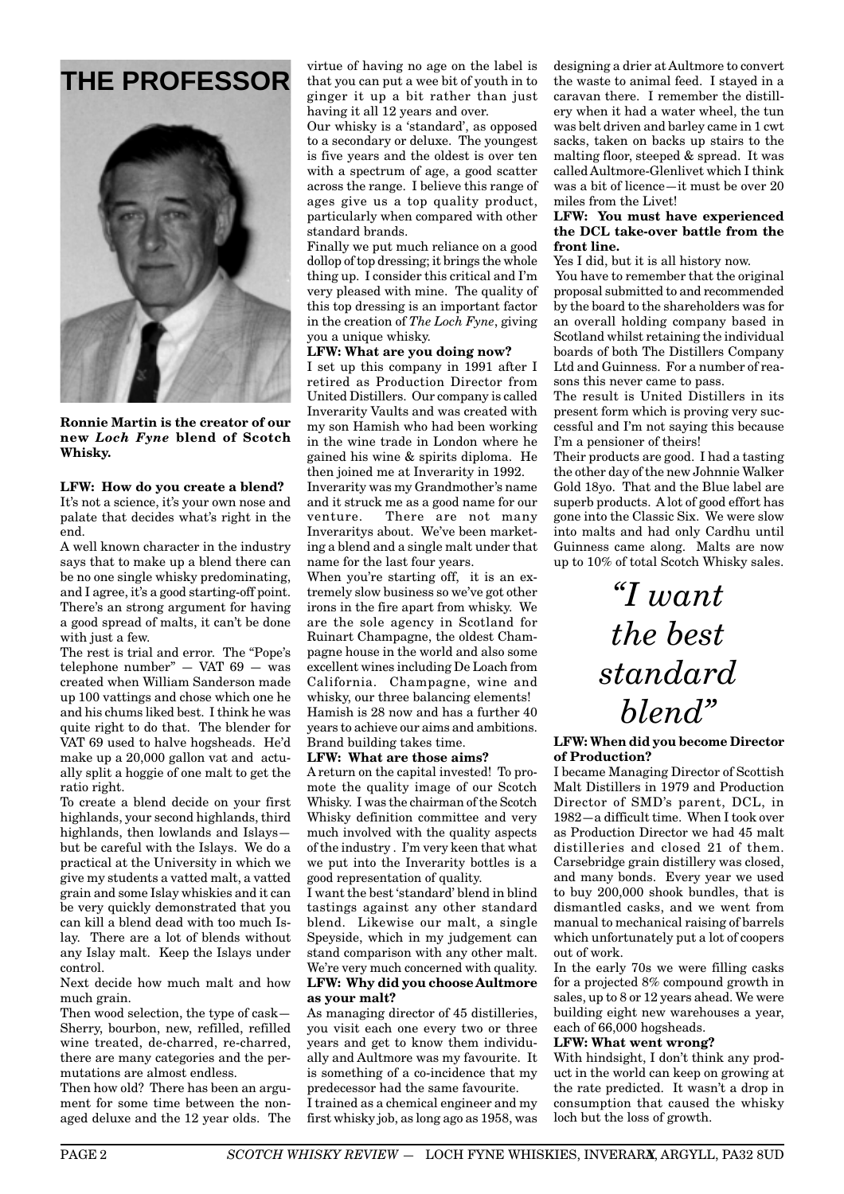# THE PROFESSOR

**Ronnie Martin is the creator of our new *Loch Fyne* blend of Scotch Whisky.**

**LFW: How do you create a blend?**

It's not a science, it's your own nose and palate that decides what's right in the end.

A well known character in the industry says that to make up a blend there can be no one single whisky predominating, and I agree, it's a good starting-off point. There's an strong argument for having a good spread of malts, it can't be done with just a few.

The rest is trial and error. The "Pope's telephone number" — VAT 69 — was created when William Sanderson made up 100 vattings and chose which one he and his chums liked best. I think he was quite right to do that. The blender for VAT 69 used to halve hogsheads. He'd make up a 20,000 gallon vat and actually split a hoggie of one malt to get the ratio right.

To create a blend decide on your first highlands, your second highlands, third highlands, then lowlands and Islays—but be careful with the Islays. We do a practical at the University in which we give my students a vatted malt, a vatted grain and some Islay whiskies and it can be very quickly demonstrated that you can kill a blend dead with too much Islay. There are a lot of blends without any Islay malt. Keep the Islays under control.

Next decide how much malt and how much grain.

Then wood selection, the type of cask—Sherry, bourbon, new, refilled, refilled wine treated, de-charred, re-charred, there are many categories and the permutations are almost endless.

Then how old? There has been an argument for some time between the non-aged deluxe and the 12 year olds. The virtue of having no age on the label is that you can put a wee bit of youth in to ginger it up a bit rather than just having it all 12 years and over.

Our whisky is a 'standard', as opposed to a secondary or deluxe. The youngest is five years and the oldest is over ten with a spectrum of age, a good scatter across the range. I believe this range of ages give us a top quality product, particularly when compared with other standard brands.

Finally we put much reliance on a good dollop of top dressing; it brings the whole thing up. I consider this critical and I'm very pleased with mine. The quality of this top dressing is an important factor in the creation of *The Loch Fyne*, giving you a unique whisky.

**LFW: What are you doing now?**

I set up this company in 1991 after I retired as Production Director from United Distillers. Our company is called Inverarity Vaults and was created with my son Hamish who had been working in the wine trade in London where he gained his wine & spirits diploma. He then joined me at Inverarity in 1992.

Inverarity was my Grandmother's name and it struck me as a good name for our venture. There are not many Inverraritys about. We've been marketing a blend and a single malt under that name for the last four years.

When you're starting off, it is an extremely slow business so we've got other irons in the fire apart from whisky. We are the sole agency in Scotland for Ruinart Champagne, the oldest Champagne house in the world and also some excellent wines including De Loach from California. Champagne, wine and whisky, our three balancing elements!

Hamish is 28 now and has a further 40 years to achieve our aims and ambitions. Brand building takes time.

**LFW: What are those aims?**

A return on the capital invested! To promote the quality image of our Scotch Whisky. I was the chairman of the Scotch Whisky definition committee and very much involved with the quality aspects of the industry . I'm very keen that what we put into the Inverarity bottles is a good representation of quality.

I want the best 'standard' blend in blind tastings against any other standard blend. Likewise our malt, a single Speyside, which in my judgement can stand comparison with any other malt. We're very much concerned with quality.

**LFW: Why did you choose Aultmore as your malt?**

As managing director of 45 distilleries, you visit each one every two or three years and get to know them individually and Aultmore was my favourite. It is something of a co-incidence that my predecessor had the same favourite.

I trained as a chemical engineer and my first whisky job, as long ago as 1958, was designing a drier at Aultmore to convert the waste to animal feed. I stayed in a caravan there. I remember the distillery when it had a water wheel, the tun was belt driven and barley came in 1 cwt sacks, taken on backs up stairs to the malting floor, steeped & spread. It was called Aultmore-Glenlivet which I think was a bit of licence—it must be over 20 miles from the Livet!

**LFW: You must have experienced the DCL take-over battle from the front line.**

Yes I did, but it is all history now.

You have to remember that the original proposal submitted to and recommended by the board to the shareholders was for an overall holding company based in Scotland whilst retaining the individual boards of both The Distillers Company Ltd and Guinness. For a number of reasons this never came to pass.

The result is United Distillers in its present form which is proving very successful and I'm not saying this because I'm a pensioner of theirs!

Their products are good. I had a tasting the other day of the new Johnnie Walker Gold 18yo. That and the Blue label are superb products. A lot of good effort has gone into the Classic Six. We were slow into malts and had only Cardhu until Guinness came along. Malts are now up to 10% of total Scotch Whisky sales.

> *"I want the best standard blend"*

**LFW: When did you become Director of Production?**

I became Managing Director of Scottish Malt Distillers in 1979 and Production Director of SMD's parent, DCL, in 1982—a difficult time. When I took over as Production Director we had 45 malt distilleries and closed 21 of them. Carsebridge grain distillery was closed, and many bonds. Every year we used to buy 200,000 shook bundles, that is dismantled casks, and we went from manual to mechanical raising of barrels which unfortunately put a lot of coopers out of work.

In the early 70s we were filling casks for a projected 8% compound growth in sales, up to 8 or 12 years ahead. We were building eight new warehouses a year, each of 66,000 hogsheads.

**LFW: What went wrong?**

With hindsight, I don't think any product in the world can keep on growing at the rate predicted. It wasn't a drop in consumption that caused the whisky loch but the loss of growth.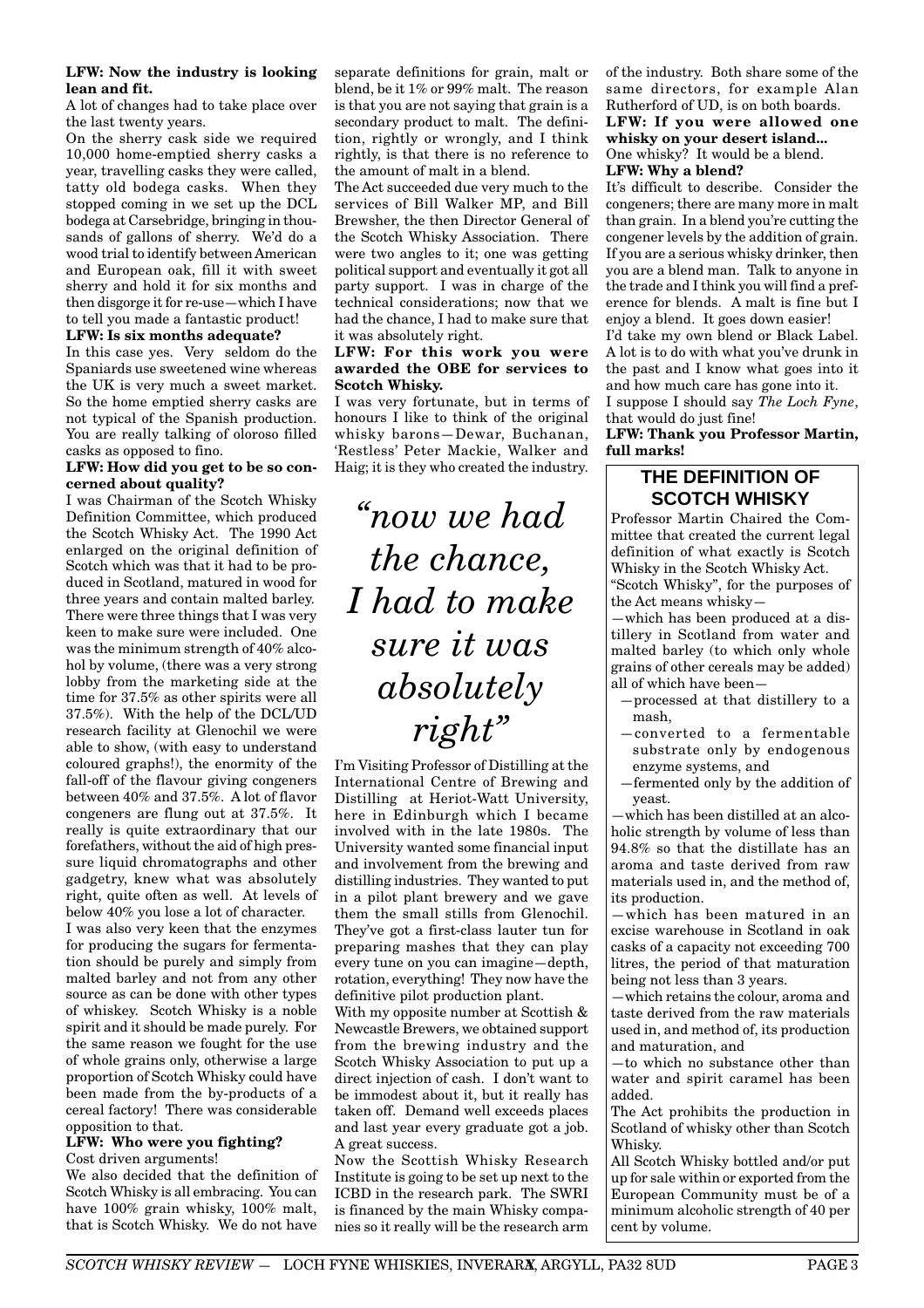**LFW: Now the industry is looking lean and fit.**

A lot of changes had to take place over the last twenty years.

On the sherry cask side we required 10,000 home-emptied sherry casks a year, travelling casks they were called, tatty old bodega casks. When they stopped coming in we set up the DCL bodega at Carsebridge, bringing in thousands of gallons of sherry. We'd do a wood trial to identify between American and European oak, fill it with sweet sherry and hold it for six months and then disgorge it for re-use—which I have to tell you made a fantastic product!

**LFW: Is six months adequate?**

In this case yes. Very seldom do the Spaniards use sweetened wine whereas the UK is very much a sweet market. So the home emptied sherry casks are not typical of the Spanish production. You are really talking of oloroso filled casks as opposed to fino.

**LFW: How did you get to be so concerned about quality?**

I was Chairman of the Scotch Whisky Definition Committee, which produced the Scotch Whisky Act. The 1990 Act enlarged on the original definition of Scotch which was that it had to be produced in Scotland, matured in wood for three years and contain malted barley. There were three things that I was very keen to make sure were included. One was the minimum strength of 40% alcohol by volume, (there was a very strong lobby from the marketing side at the time for 37.5% as other spirits were all 37.5%). With the help of the DCL/UD research facility at Glenochil we were able to show, (with easy to understand coloured graphs!), the enormity of the fall-off of the flavour giving congeners between 40% and 37.5%. A lot of flavor congeners are flung out at 37.5%. It really is quite extraordinary that our forefathers, without the aid of high pressure liquid chromatographs and other gadgetry, knew what was absolutely right, quite often as well. At levels of below 40% you lose a lot of character.

I was also very keen that the enzymes for producing the sugars for fermentation should be purely and simply from malted barley and not from any other source as can be done with other types of whiskey. Scotch Whisky is a noble spirit and it should be made purely. For the same reason we fought for the use of whole grains only, otherwise a large proportion of Scotch Whisky could have been made from the by-products of a cereal factory! There was considerable opposition to that.

**LFW: Who were you fighting?**

Cost driven arguments!

We also decided that the definition of Scotch Whisky is all embracing. You can have 100% grain whisky, 100% malt, that is Scotch Whisky. We do not have separate definitions for grain, malt or blend, be it 1% or 99% malt. The reason is that you are not saying that grain is a secondary product to malt. The definition, rightly or wrongly, and I think rightly, is that there is no reference to the amount of malt in a blend.

The Act succeeded due very much to the services of Bill Walker MP, and Bill Brewsher, the then Director General of the Scotch Whisky Association. There were two angles to it; one was getting political support and eventually it got all party support. I was in charge of the technical considerations; now that we had the chance, I had to make sure that it was absolutely right.

**LFW: For this work you were awarded the OBE for services to Scotch Whisky.**

I was very fortunate, but in terms of honours I like to think of the original whisky barons—Dewar, Buchanan, 'Restless' Peter Mackie, Walker and Haig; it is they who created the industry.

> *"now we had the chance, I had to make sure it was absolutely right"*

I'm Visiting Professor of Distilling at the International Centre of Brewing and Distilling at Heriot-Watt University, here in Edinburgh which I became involved with in the late 1980s. The University wanted some financial input and involvement from the brewing and distilling industries. They wanted to put in a pilot plant brewery and we gave them the small stills from Glenochil. They've got a first-class lauter tun for preparing mashes that they can play every tune on you can imagine—depth, rotation, everything! They now have the definitive pilot production plant.

With my opposite number at Scottish & Newcastle Brewers, we obtained support from the brewing industry and the Scotch Whisky Association to put up a direct injection of cash. I don't want to be immodest about it, but it really has taken off. Demand well exceeds places and last year every graduate got a job. A great success.

Now the Scottish Whisky Research Institute is going to be set up next to the ICBD in the research park. The SWRI is financed by the main Whisky companies so it really will be the research arm of the industry. Both share some of the same directors, for example Alan Rutherford of UD, is on both boards.

**LFW: If you were allowed one whisky on your desert island...**

One whisky? It would be a blend.

**LFW: Why a blend?**

It's difficult to describe. Consider the congeners; there are many more in malt than grain. In a blend you're cutting the congener levels by the addition of grain. If you are a serious whisky drinker, then you are a blend man. Talk to anyone in the trade and I think you will find a preference for blends. A malt is fine but I enjoy a blend. It goes down easier!

I'd take my own blend or Black Label. A lot is to do with what you've drunk in the past and I know what goes into it and how much care has gone into it.

I suppose I should say *The Loch Fyne*, that would do just fine!

**LFW: Thank you Professor Martin, full marks!**

## THE DEFINITION OF SCOTCH WHISKY

Professor Martin Chaired the Committee that created the current legal definition of what exactly is Scotch Whisky in the Scotch Whisky Act.

"Scotch Whisky", for the purposes of the Act means whisky—

—which has been produced at a distillery in Scotland from water and malted barley (to which only whole grains of other cereals may be added) all of which have been—

- —processed at that distillery to a mash,
- —converted to a fermentable substrate only by endogenous enzyme systems, and
- —fermented only by the addition of yeast.

—which has been distilled at an alcoholic strength by volume of less than 94.8% so that the distillate has an aroma and taste derived from raw materials used in, and the method of, its production.

—which has been matured in an excise warehouse in Scotland in oak casks of a capacity not exceeding 700 litres, the period of that maturation being not less than 3 years.

—which retains the colour, aroma and taste derived from the raw materials used in, and method of, its production and maturation, and

—to which no substance other than water and spirit caramel has been added.

The Act prohibits the production in Scotland of whisky other than Scotch Whisky.

All Scotch Whisky bottled and/or put up for sale within or exported from the European Community must be of a minimum alcoholic strength of 40 per cent by volume.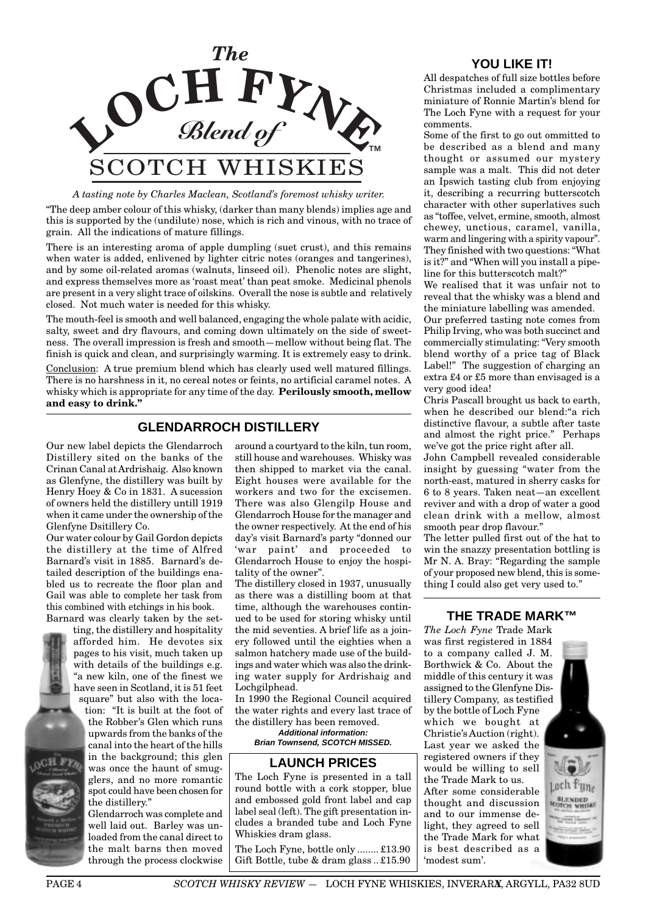# The LOCH FYNE Blend of SCOTCH WHISKIES™

*A tasting note by Charles Maclean, Scotland's foremost whisky writer.*

"The deep amber colour of this whisky, (darker than many blends) implies age and this is supported by the (undilute) nose, which is rich and vinous, with no trace of grain. All the indications of mature fillings.

There is an interesting aroma of apple dumpling (suet crust), and this remains when water is added, enlivened by lighter citric notes (oranges and tangerines), and by some oil-related aromas (walnuts, linseed oil). Phenolic notes are slight, and express themselves more as 'roast meat' than peat smoke. Medicinal phenols are present in a very slight trace of oilskins. Overall the nose is subtle and relatively closed. Not much water is needed for this whisky.

The mouth-feel is smooth and well balanced, engaging the whole palate with acidic, salty, sweet and dry flavours, and coming down ultimately on the side of sweetness. The overall impression is fresh and smooth—mellow without being flat. The finish is quick and clean, and surprisingly warming. It is extremely easy to drink.

Conclusion: A true premium blend which has clearly used well matured fillings. There is no harshness in it, no cereal notes or feints, no artificial caramel notes. A whisky which is appropriate for any time of the day. **Perilously smooth, mellow and easy to drink."**

## GLENDARROCH DISTILLERY

Our new label depicts the Glendarroch Distillery sited on the banks of the Crinan Canal at Ardrishaig. Also known as Glenfyne, the distillery was built by Henry Hoey & Co in 1831. A sucession of owners held the distillery untill 1919 when it came under the ownership of the Glenfyne Dsitillery Co.

Our water colour by Gail Gordon depicts the distillery at the time of Alfred Barnard's visit in 1885. Barnard's detailed description of the buildings enabled us to recreate the floor plan and Gail was able to complete her task from this combined with etchings in his book.

Barnard was clearly taken by the setting, the distillery and hospitality afforded him. He devotes six pages to his visit, much taken up with details of the buildings e.g. "a new kiln, one of the finest we have seen in Scotland, it is 51 feet square" but also with the location: "It is built at the foot of the Robber's Glen which runs upwards from the banks of the canal into the heart of the hills in the background; this glen was once the haunt of smugglers, and no more romantic spot could have been chosen for the distillery."

Glendarroch was complete and well laid out. Barley was unloaded from the canal direct to the malt barns then moved through the process clockwise around a courtyard to the kiln, tun room, still house and warehouses. Whisky was then shipped to market via the canal. Eight houses were available for the workers and two for the excisemen. There was also Glengilp House and Glendarroch House for the manager and the owner respectively. At the end of his day's visit Barnard's party "donned our 'war paint' and proceeded to Glendarroch House to enjoy the hospitality of the owner".

The distillery closed in 1937, unusually as there was a distilling boom at that time, although the warehouses continued to be used for storing whisky until the mid seventies. A brief life as a joinery followed until the eighties when a salmon hatchery made use of the buildings and water which was also the drinking water supply for Ardrishaig and Lochgilphead.

In 1990 the Regional Council acquired the water rights and every last trace of the distillery has been removed.

***Additional information: Brian Townsend, SCOTCH MISSED.***

## LAUNCH PRICES

The Loch Fyne is presented in a tall round bottle with a cork stopper, blue and embossed gold front label and cap label seal (left). The gift presentation includes a branded tube and Loch Fyne Whiskies dram glass.

The Loch Fyne, bottle only ........ £13.90
Gift Bottle, tube & dram glass .. £15.90

## YOU LIKE IT!

All despatches of full size bottles before Christmas included a complimentary miniature of Ronnie Martin's blend for The Loch Fyne with a request for your comments.

Some of the first to go out ommitted to be described as a blend and many thought or assumed our mystery sample was a malt. This did not deter an Ipswich tasting club from enjoying it, describing a recurring butterscotch character with other superlatives such as "toffee, velvet, ermine, smooth, almost chewey, unctious, caramel, vanilla, warm and lingering with a spirity vapour". They finished with two questions: "What is it?" and "When will you install a pipeline for this butterscotch malt?"

We realised that it was unfair not to reveal that the whisky was a blend and the miniature labelling was amended.

Our preferred tasting note comes from Philip Irving, who was both succinct and commercially stimulating: "Very smooth blend worthy of a price tag of Black Label!" The suggestion of charging an extra £4 or £5 more than envisaged is a very good idea!

Chris Pascall brought us back to earth, when he described our blend:"a rich distinctive flavour, a subtle after taste and almost the right price." Perhaps we've got the price right after all.

John Campbell revealed considerable insight by guessing "water from the north-east, matured in sherry casks for 6 to 8 years. Taken neat—an excellent reviver and with a drop of water a good clean drink with a mellow, almost smooth pear drop flavour."

The letter pulled first out of the hat to win the snazzy presentation bottling is Mr N. A. Bray: "Regarding the sample of your proposed new blend, this is something I could also get very used to."

## THE TRADE MARK™

*The Loch Fyne* Trade Mark was first registered in 1884 to a company called J. M. Borthwick & Co. About the middle of this century it was assigned to the Glenfyne Distillery Company, as testified by the bottle of Loch Fyne which we bought at Christie's Auction (right). Last year we asked the registered owners if they would be willing to sell the Trade Mark to us. After some considerable thought and discussion and to our immense delight, they agreed to sell the Trade Mark for what is best described as a 'modest sum'.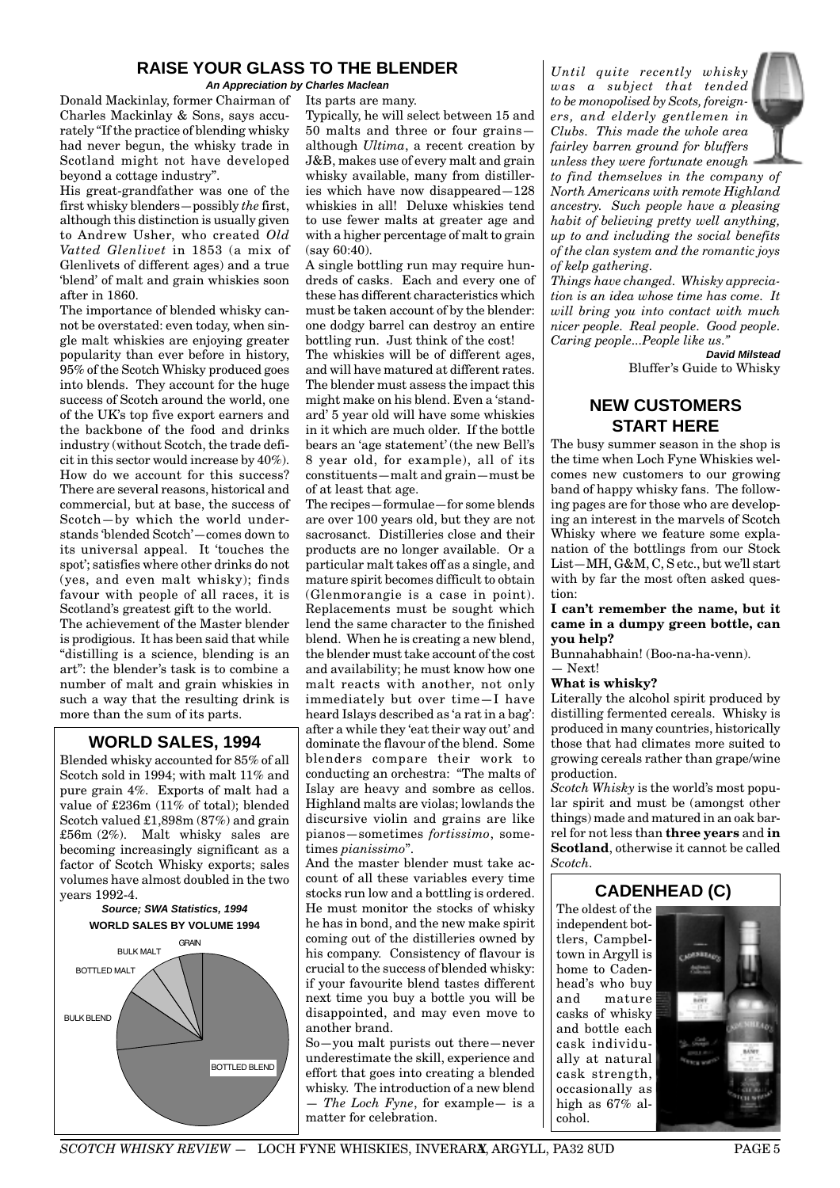## RAISE YOUR GLASS TO THE BLENDER

***An Appreciation by Charles Maclean***

Donald Mackinlay, former Chairman of Charles Mackinlay & Sons, says accurately "If the practice of blending whisky had never begun, the whisky trade in Scotland might not have developed beyond a cottage industry".

His great-grandfather was one of the first whisky blenders—possibly *the* first, although this distinction is usually given to Andrew Usher, who created *Old Vatted Glenlivet* in 1853 (a mix of Glenlivets of different ages) and a true 'blend' of malt and grain whiskies soon after in 1860.

The importance of blended whisky cannot be overstated: even today, when single malt whiskies are enjoying greater popularity than ever before in history, 95% of the Scotch Whisky produced goes into blends. They account for the huge success of Scotch around the world, one of the UK's top five export earners and the backbone of the food and drinks industry (without Scotch, the trade deficit in this sector would increase by 40%).

How do we account for this success? There are several reasons, historical and commercial, but at base, the success of Scotch—by which the world understands 'blended Scotch'—comes down to its universal appeal. It 'touches the spot'; satisfies where other drinks do not (yes, and even malt whisky); finds favour with people of all races, it is Scotland's greatest gift to the world.

The achievement of the Master blender is prodigious. It has been said that while "distilling is a science, blending is an art": the blender's task is to combine a number of malt and grain whiskies in such a way that the resulting drink is more than the sum of its parts.

Its parts are many.

Typically, he will select between 15 and 50 malts and three or four grains—although *Ultima*, a recent creation by J&B, makes use of every malt and grain whisky available, many from distilleries which have now disappeared—128 whiskies in all! Deluxe whiskies tend to use fewer malts at greater age and with a higher percentage of malt to grain (say 60:40).

A single bottling run may require hundreds of casks. Each and every one of these has different characteristics which must be taken account of by the blender: one dodgy barrel can destroy an entire bottling run. Just think of the cost!

The whiskies will be of different ages, and will have matured at different rates. The blender must assess the impact this might make on his blend. Even a 'standard' 5 year old will have some whiskies in it which are much older. If the bottle bears an 'age statement' (the new Bell's 8 year old, for example), all of its constituents—malt and grain—must be of at least that age.

The recipes—formulae—for some blends are over 100 years old, but they are not sacrosanct. Distilleries close and their products are no longer available. Or a particular malt takes off as a single, and mature spirit becomes difficult to obtain (Glenmorangie is a case in point). Replacements must be sought which lend the same character to the finished blend. When he is creating a new blend, the blender must take account of the cost and availability; he must know how one malt reacts with another, not only immediately but over time—I have heard Islays described as 'a rat in a bag': after a while they 'eat their way out' and dominate the flavour of the blend. Some blenders compare their work to conducting an orchestra: "The malts of Islay are heavy and sombre as cellos. Highland malts are violas; lowlands the discursive violin and grains are like pianos—sometimes *fortissimo*, sometimes *pianissimo*".

And the master blender must take account of all these variables every time stocks run low and a bottling is ordered. He must monitor the stocks of whisky he has in bond, and the new make spirit coming out of the distilleries owned by his company. Consistency of flavour is crucial to the success of blended whisky: if your favourite blend tastes different next time you buy a bottle you will be disappointed, and may even move to another brand.

So—you malt purists out there—never underestimate the skill, experience and effort that goes into creating a blended whisky. The introduction of a new blend — *The Loch Fyne*, for example— is a matter for celebration.

## WORLD SALES, 1994

Blended whisky accounted for 85% of all Scotch sold in 1994; with malt 11% and pure grain 4%. Exports of malt had a value of £236m (11% of total); blended Scotch valued £1,898m (87%) and grain £56m (2%). Malt whisky sales are becoming increasingly significant as a factor of Scotch Whisky exports; sales volumes have almost doubled in the two years 1992-4.

***Source; SWA Statistics, 1994***

**WORLD SALES BY VOLUME 1994**

GRAIN, BULK MALT, BOTTLED MALT, BULK BLEND, BOTTLED BLEND

*Until quite recently whisky was a subject that tended to be monopolised by Scots, foreigners, and elderly gentlemen in Clubs. This made the whole area fairley barren ground for bluffers unless they were fortunate enough to find themselves in the company of North Americans with remote Highland ancestry. Such people have a pleasing habit of believing pretty well anything, up to and including the social benefits of the clan system and the romantic joys of kelp gathering.*

*Things have changed. Whisky appreciation is an idea whose time has come. It will bring you into contact with much nicer people. Real people. Good people. Caring people...People like us."*

***David Milstead***
Bluffer's Guide to Whisky

## NEW CUSTOMERS START HERE

The busy summer season in the shop is the time when Loch Fyne Whiskies welcomes new customers to our growing band of happy whisky fans. The following pages are for those who are developing an interest in the marvels of Scotch Whisky where we feature some explanation of the bottlings from our Stock List—MH, G&M, C, S etc., but we'll start with by far the most often asked question:

**I can't remember the name, but it came in a dumpy green bottle, can you help?**

Bunnahabhain! (Boo-na-ha-venn).
— Next!

**What is whisky?**

Literally the alcohol spirit produced by distilling fermented cereals. Whisky is produced in many countries, historically those that had climates more suited to growing cereals rather than grape/wine production.

*Scotch Whisky* is the world's most popular spirit and must be (amongst other things) made and matured in an oak barrel for not less than **three years** and **in Scotland**, otherwise it cannot be called *Scotch*.

## CADENHEAD (C)

The oldest of the independent bottlers, Campbeltown in Argyll is home to Cadenhead's who buy and mature casks of whisky and bottle each cask individually at natural cask strength, occasionally as high as 67% alcohol.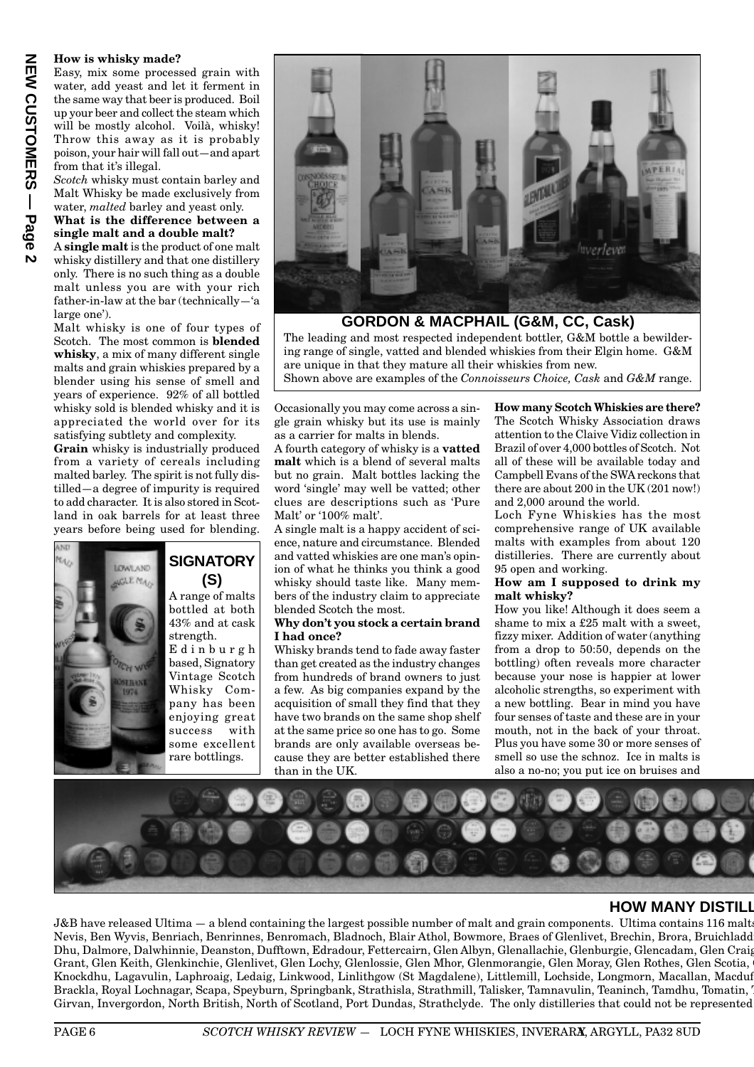### How is whisky made?

Easy, mix some processed grain with water, add yeast and let it ferment in the same way that beer is produced. Boil up your beer and collect the steam which will be mostly alcohol. Voilà, whisky! Throw this away as it is probably poison, your hair will fall out—and apart from that it's illegal.

*Scotch* whisky must contain barley and Malt Whisky be made exclusively from water, *malted* barley and yeast only.

### What is the difference between a single malt and a double malt?

A **single malt** is the product of one malt whisky distillery and that one distillery only. There is no such thing as a double malt unless you are with your rich father-in-law at the bar (technically—'a large one').

Malt whisky is one of four types of Scotch. The most common is **blended whisky**, a mix of many different single malts and grain whiskies prepared by a blender using his sense of smell and years of experience. 92% of all bottled whisky sold is blended whisky and it is appreciated the world over for its satisfying subtlety and complexity.

**Grain** whisky is industrially produced from a variety of cereals including malted barley. The spirit is not fully distilled—a degree of impurity is required to add character. It is also stored in Scotland in oak barrels for at least three years before being used for blending.

**SIGNATORY (S)**

A range of malts bottled at both 43% and at cask strength. Edinburgh based, Signatory Vintage Scotch Whisky Company has been enjoying great success with some excellent rare bottlings.

**GORDON & MACPHAIL (G&M, CC, Cask)**

The leading and most respected independent bottler, G&M bottle a bewildering range of single, vatted and blended whiskies from their Elgin home. G&M are unique in that they mature all their whiskies from new.
Shown above are examples of the *Connoisseurs Choice, Cask* and *G&M* range.

Occasionally you may come across a single grain whisky but its use is mainly as a carrier for malts in blends.

A fourth category of whisky is a **vatted malt** which is a blend of several malts but no grain. Malt bottles lacking the word 'single' may well be vatted; other clues are descriptions such as 'Pure Malt' or '100% malt'.

A single malt is a happy accident of science, nature and circumstance. Blended and vatted whiskies are one man's opinion of what he thinks you think a good whisky should taste like. Many members of the industry claim to appreciate blended Scotch the most.

### Why don't you stock a certain brand I had once?

Whisky brands tend to fade away faster than get created as the industry changes from hundreds of brand owners to just a few. As big companies expand by the acquisition of small they find that they have two brands on the same shop shelf at the same price so one has to go. Some brands are only available overseas because they are better established there than in the UK.

### How many Scotch Whiskies are there?

The Scotch Whisky Association draws attention to the Claive Vidiz collection in Brazil of over 4,000 bottles of Scotch. Not all of these will be available today and Campbell Evans of the SWA reckons that there are about 200 in the UK (201 now!) and 2,000 around the world.

Loch Fyne Whiskies has the most comprehensive range of UK available malts with examples from about 120 distilleries. There are currently about 95 open and working.

### How am I supposed to drink my malt whisky?

How you like! Although it does seem a shame to mix a £25 malt with a sweet, fizzy mixer. Addition of water (anything from a drop to 50:50, depends on the bottling) often reveals more character because your nose is happier at lower alcoholic strengths, so experiment with a new bottling. Bear in mind you have four senses of taste and these are in your mouth, not in the back of your throat. Plus you have some 30 or more senses of smell so use the schnoz. Ice in malts is also a no-no; you put ice on bruises and

**HOW MANY DISTILL**

J&B have released Ultima — a blend containing the largest possible number of malt and grain components. Ultima contains 116 malts Nevis, Ben Wyvis, Benriach, Benrinnes, Benromach, Bladnoch, Blair Athol, Bowmore, Braes of Glenlivet, Brechin, Brora, Bruichladd Dhu, Dalmore, Dalwhinnie, Deanston, Dufftown, Edradour, Fettercairn, Glen Albyn, Glenallachie, Glenburgie, Glencadam, Glen Craig Grant, Glen Keith, Glenkinchie, Glenlivet, Glen Lochy, Glenlossie, Glen Mhor, Glenmorangie, Glen Moray, Glen Rothes, Glen Scotia, Knockdhu, Lagavulin, Laphroaig, Ledaig, Linkwood, Linlithgow (St Magdalene), Littlemill, Lochside, Longmorn, Macallan, Macduf Brackla, Royal Lochnagar, Scapa, Speyburn, Springbank, Strathisla, Strathmill, Talisker, Tamnavulin, Teaninch, Tamdhu, Tomatin, Girvan, Invergordon, North British, North of Scotland, Port Dundas, Strathclyde. The only distilleries that could not be represented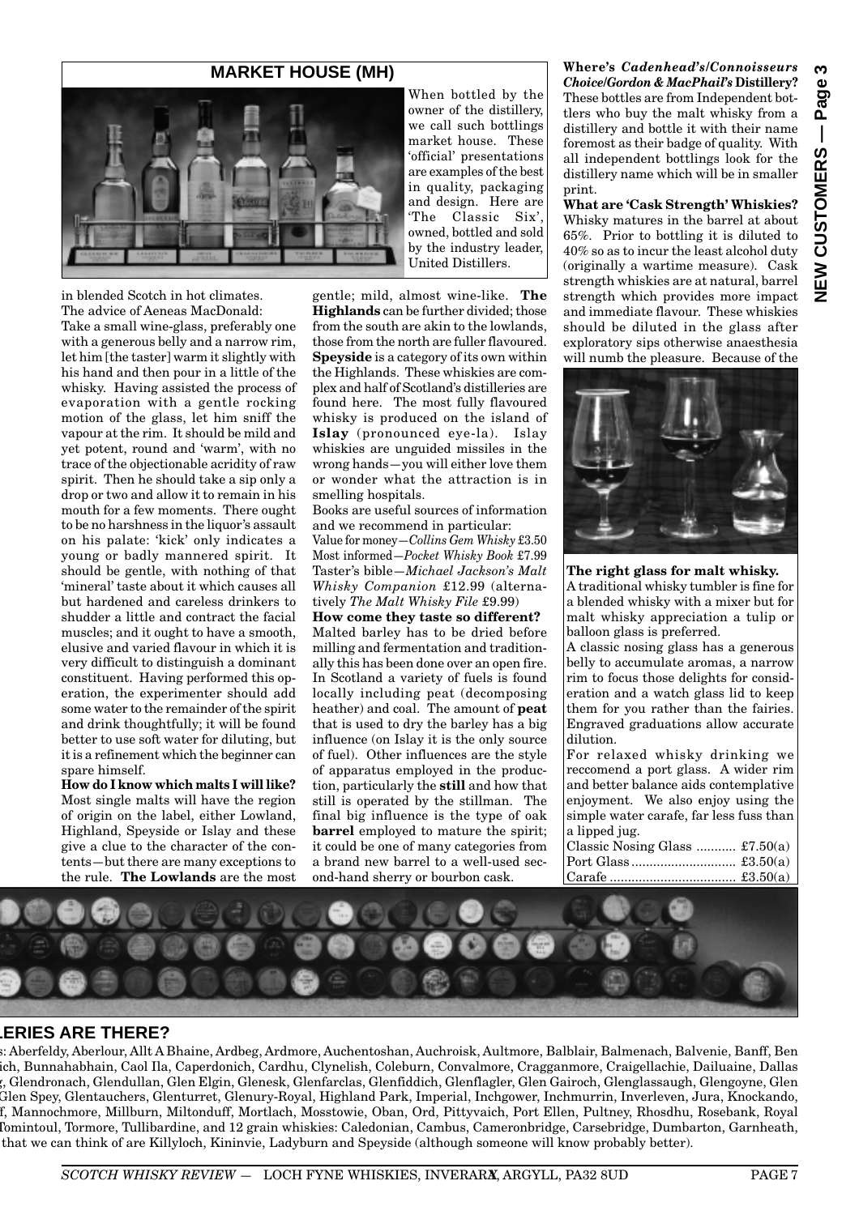## MARKET HOUSE (MH)

When bottled by the owner of the distillery, we call such bottlings market house. These 'official' presentations are examples of the best in quality, packaging and design. Here are 'The Classic Six', owned, bottled and sold by the industry leader, United Distillers.

in blended Scotch in hot climates.

The advice of Aeneas MacDonald:

Take a small wine-glass, preferably one with a generous belly and a narrow rim, let him [the taster] warm it slightly with his hand and then pour in a little of the whisky. Having assisted the process of evaporation with a gentle rocking motion of the glass, let him sniff the vapour at the rim. It should be mild and yet potent, round and 'warm', with no trace of the objectionable acridity of raw spirit. Then he should take a sip only a drop or two and allow it to remain in his mouth for a few moments. There ought to be no harshness in the liquor's assault on his palate: 'kick' only indicates a young or badly mannered spirit. It should be gentle, with nothing of that 'mineral' taste about it which causes all but hardened and careless drinkers to shudder a little and contract the facial muscles; and it ought to have a smooth, elusive and varied flavour in which it is very difficult to distinguish a dominant constituent. Having performed this operation, the experimenter should add some water to the remainder of the spirit and drink thoughtfully; it will be found better to use soft water for diluting, but it is a refinement which the beginner can spare himself.

**How do I know which malts I will like?**
Most single malts will have the region of origin on the label, either Lowland, Highland, Speyside or Islay and these give a clue to the character of the contents—but there are many exceptions to the rule. **The Lowlands** are the most gentle; mild, almost wine-like. **The Highlands** can be further divided; those from the south are akin to the lowlands, those from the north are fuller flavoured. **Speyside** is a category of its own within the Highlands. These whiskies are complex and half of Scotland's distilleries are found here. The most fully flavoured whisky is produced on the island of **Islay** (pronounced eye-la). Islay whiskies are unguided missiles in the wrong hands—you will either love them or wonder what the attraction is in smelling hospitals.

Books are useful sources of information and we recommend in particular:

Value for money—*Collins Gem Whisky* £3.50
Most informed—*Pocket Whisky Book* £7.99
Taster's bible—*Michael Jackson's Malt Whisky Companion* £12.99 (alternatively *The Malt Whisky File* £9.99)

**How come they taste so different?**
Malted barley has to be dried before milling and fermentation and traditionally this has been done over an open fire. In Scotland a variety of fuels is found locally including peat (decomposing heather) and coal. The amount of **peat** that is used to dry the barley has a big influence (on Islay it is the only source of fuel). Other influences are the style of apparatus employed in the production, particularly the **still** and how that still is operated by the stillman. The final big influence is the type of oak **barrel** employed to mature the spirit; it could be one of many categories from a brand new barrel to a well-used second-hand sherry or bourbon cask.

**Where's *Cadenhead's/Connoisseurs Choice/Gordon & MacPhail's* Distillery?**
These bottles are from Independent bottlers who buy the malt whisky from a distillery and bottle it with their name foremost as their badge of quality. With all independent bottlings look for the distillery name which will be in smaller print.

**What are 'Cask Strength' Whiskies?**
Whisky matures in the barrel at about 65%. Prior to bottling it is diluted to 40% so as to incur the least alcohol duty (originally a wartime measure). Cask strength whiskies are at natural, barrel strength which provides more impact and immediate flavour. These whiskies should be diluted in the glass after exploratory sips otherwise anaesthesia will numb the pleasure. Because of the

**The right glass for malt whisky.**
A traditional whisky tumbler is fine for a blended whisky with a mixer but for malt whisky appreciation a tulip or balloon glass is preferred.

A classic nosing glass has a generous belly to accumulate aromas, a narrow rim to focus those delights for consideration and a watch glass lid to keep them for you rather than the fairies. Engraved graduations allow accurate dilution.

For relaxed whisky drinking we reccomend a port glass. A wider rim and better balance aids contemplative enjoyment. We also enjoy using the simple water carafe, far less fuss than a lipped jug.

Classic Nosing Glass ........... £7.50(a)
Port Glass ............................ £3.50(a)
Carafe ................................... £3.50(a)

## LERIES ARE THERE?

s: Aberfeldy, Aberlour, Allt A Bhaine, Ardbeg, Ardmore, Auchentoshan, Auchroisk, Aultmore, Balblair, Balmenach, Balvenie, Banff, Ben ich, Bunnahabhain, Caol Ila, Caperdonich, Cardhu, Clynelish, Coleburn, Convalmore, Cragganmore, Craigellachie, Dailuaine, Dallas g, Glendronach, Glendullan, Glen Elgin, Glenesk, Glenfarclas, Glenfiddich, Glenflagler, Glen Gairoch, Glenglassaugh, Glengoyne, Glen Glen Spey, Glentauchers, Glenturret, Glenury-Royal, Highland Park, Imperial, Inchgower, Inchmurrin, Inverleven, Jura, Knockando, f, Mannochmore, Millburn, Miltonduff, Mortlach, Mosstowie, Oban, Ord, Pittyvaich, Port Ellen, Pultney, Rhosdhu, Rosebank, Royal Tomintoul, Tormore, Tullibardine, and 12 grain whiskies: Caledonian, Cambus, Cameronbridge, Carsebridge, Dumbarton, Garnheath, that we can think of are Killyloch, Kininvie, Ladyburn and Speyside (although someone will know probably better).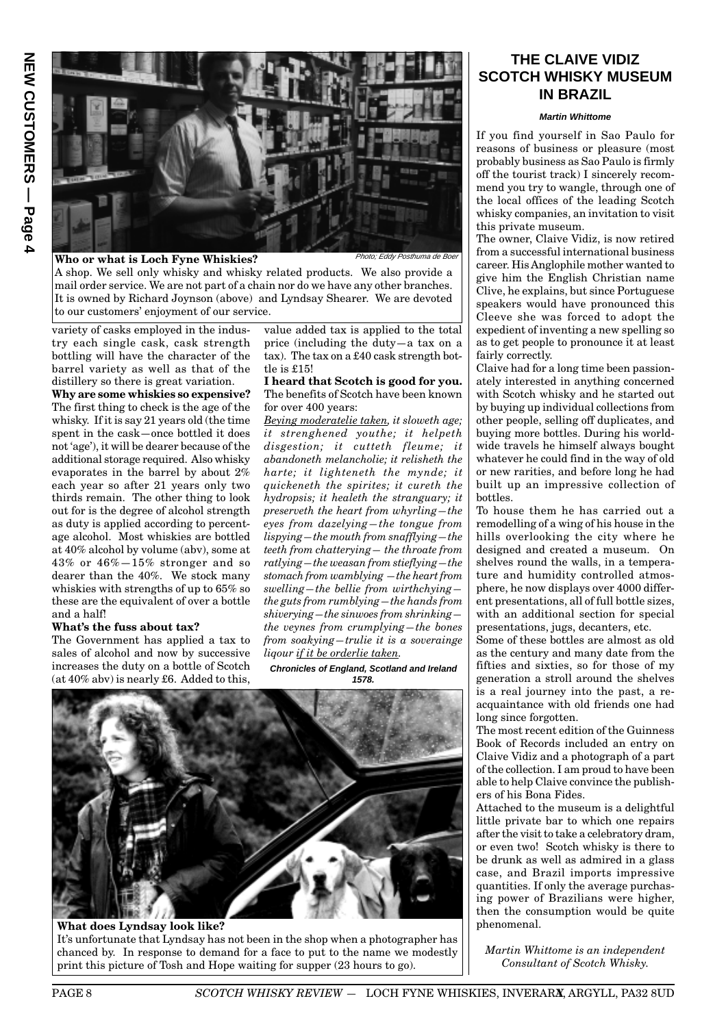Photo; Eddy Posthuma de Boer

**Who or what is Loch Fyne Whiskies?**

A shop. We sell only whisky and whisky related products. We also provide a mail order service. We are not part of a chain nor do we have any other branches. It is owned by Richard Joynson (above) and Lyndsay Shearer. We are devoted to our customers' enjoyment of our service.

variety of casks employed in the industry each single cask, cask strength bottling will have the character of the barrel variety as well as that of the distillery so there is great variation.

**Why are some whiskies so expensive?**

The first thing to check is the age of the whisky. If it is say 21 years old (the time spent in the cask—once bottled it does not 'age'), it will be dearer because of the additional storage required. Also whisky evaporates in the barrel by about 2% each year so after 21 years only two thirds remain. The other thing to look out for is the degree of alcohol strength as duty is applied according to percentage alcohol. Most whiskies are bottled at 40% alcohol by volume (abv), some at 43% or 46%—15% stronger and so dearer than the 40%. We stock many whiskies with strengths of up to 65% so these are the equivalent of over a bottle and a half!

**What's the fuss about tax?**

The Government has applied a tax to sales of alcohol and now by successive increases the duty on a bottle of Scotch (at 40% abv) is nearly £6. Added to this, value added tax is applied to the total price (including the duty—a tax on a tax). The tax on a £40 cask strength bottle is £15!

**I heard that Scotch is good for you.**

The benefits of Scotch have been known for over 400 years:

*Beying moderatelie taken, it sloweth age; it strenghened youthe; it helpeth disgestion; it cutteth fleume; it abandoneth melancholie; it relisheth the harte; it lighteneth the mynde; it quickeneth the spirites; it cureth the hydropsis; it healeth the stranguary; it preserveth the heart from whyrling—the eyes from dazelying—the tongue from lispying—the mouth from snafflying—the teeth from chatterying— the throate from ratlying—the weasan from stieflying—the stomach from wamblying —the heart from swelling—the bellie from wirthchying—the guts from rumblying—the hands from shiveryng—the sinwoes from shrinking—the veynes from crumplying—the bones from soakying—trulie it is a soveraigne liqour if it be orderlie taken.*

**Chronicles of England, Scotland and Ireland 1578.**

**What does Lyndsay look like?**

It's unfortunate that Lyndsay has not been in the shop when a photographer has chanced by. In response to demand for a face to put to the name we modestly print this picture of Tosh and Hope waiting for supper (23 hours to go).

## THE CLAIVE VIDIZ SCOTCH WHISKY MUSEUM IN BRAZIL

***Martin Whittome***

If you find yourself in Sao Paulo for reasons of business or pleasure (most probably business as Sao Paulo is firmly off the tourist track) I sincerely recommend you try to wangle, through one of the local offices of the leading Scotch whisky companies, an invitation to visit this private museum.

The owner, Claive Vidiz, is now retired from a successful international business career. His Anglophile mother wanted to give him the English Christian name Clive, he explains, but since Portuguese speakers would have pronounced this Cleeve she was forced to adopt the expedient of inventing a new spelling so as to get people to pronounce it at least fairly correctly.

Claive had for a long time been passionately interested in anything concerned with Scotch whisky and he started out by buying up individual collections from other people, selling off duplicates, and buying more bottles. During his worldwide travels he himself always bought whatever he could find in the way of old or new rarities, and before long he had built up an impressive collection of bottles.

To house them he has carried out a remodelling of a wing of his house in the hills overlooking the city where he designed and created a museum. On shelves round the walls, in a temperature and humidity controlled atmosphere, he now displays over 4000 different presentations, all of full bottle sizes, with an additional section for special presentations, jugs, decanters, etc.

Some of these bottles are almost as old as the century and many date from the fifties and sixties, so for those of my generation a stroll around the shelves is a real journey into the past, a reacquaintance with old friends one had long since forgotten.

The most recent edition of the Guinness Book of Records included an entry on Claive Vidiz and a photograph of a part of the collection. I am proud to have been able to help Claive convince the publishers of his Bona Fides.

Attached to the museum is a delightful little private bar to which one repairs after the visit to take a celebratory dram, or even two! Scotch whisky is there to be drunk as well as admired in a glass case, and Brazil imports impressive quantities. If only the average purchasing power of Brazilians were higher, then the consumption would be quite phenomenal.

*Martin Whittome is an independent Consultant of Scotch Whisky.*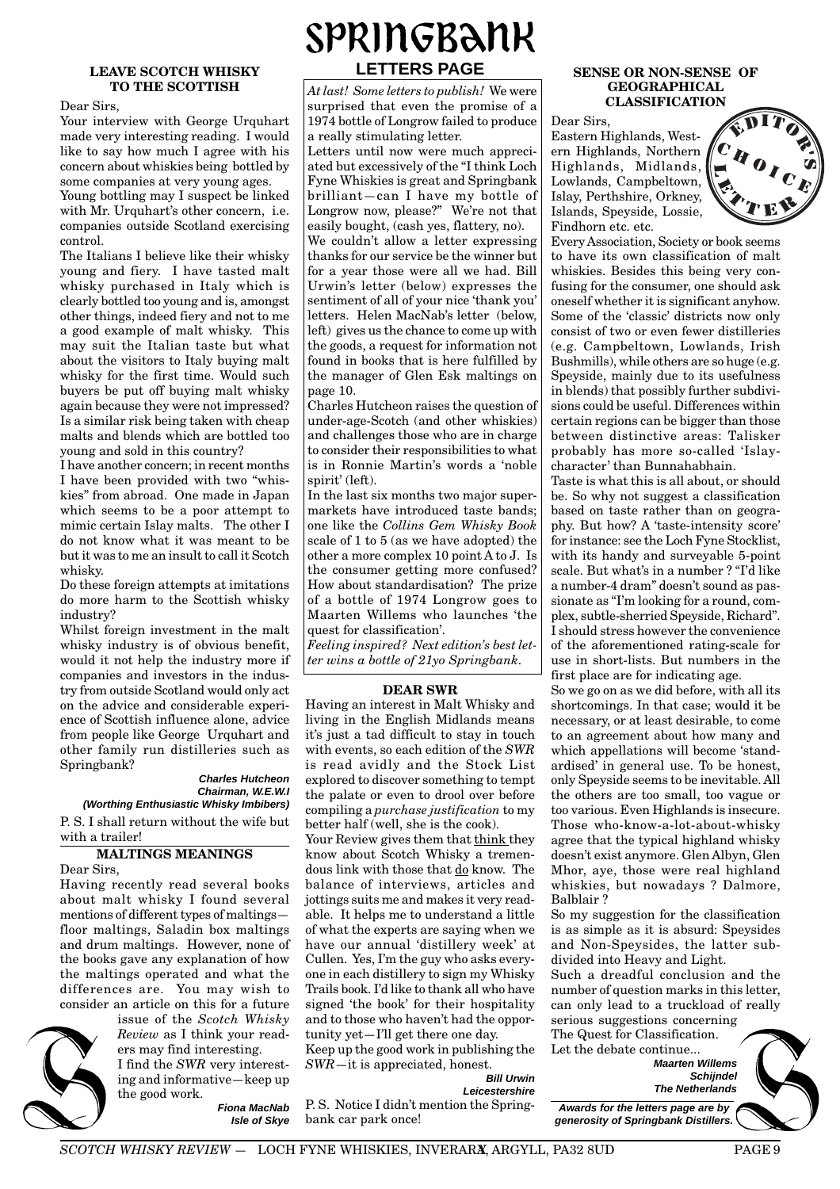# SPRINGBANK

## LETTERS PAGE

*At last! Some letters to publish!* We were surprised that even the promise of a 1974 bottle of Longrow failed to produce a really stimulating letter.

Letters until now were much appreciated but excessively of the "I think Loch Fyne Whiskies is great and Springbank brilliant—can I have my bottle of Longrow now, please?" We're not that easily bought, (cash yes, flattery, no).

We couldn't allow a letter expressing thanks for our service be the winner but for a year those were all we had. Bill Urwin's letter (below) expresses the sentiment of all of your nice 'thank you' letters. Helen MacNab's letter (below, left) gives us the chance to come up with the goods, a request for information not found in books that is here fulfilled by the manager of Glen Esk maltings on page 10.

Charles Hutcheon raises the question of under-age-Scotch (and other whiskies) and challenges those who are in charge to consider their responsibilities to what is in Ronnie Martin's words a 'noble spirit' (left).

In the last six months two major supermarkets have introduced taste bands; one like the *Collins Gem Whisky Book* scale of 1 to 5 (as we have adopted) the other a more complex 10 point A to J. Is the consumer getting more confused? How about standardisation? The prize of a bottle of 1974 Longrow goes to Maarten Willems who launches 'the quest for classification'.

*Feeling inspired? Next edition's best letter wins a bottle of 21yo Springbank.*

### LEAVE SCOTCH WHISKY TO THE SCOTTISH

Dear Sirs,

Your interview with George Urquhart made very interesting reading. I would like to say how much I agree with his concern about whiskies being bottled by some companies at very young ages.

Young bottling may I suspect be linked with Mr. Urquhart's other concern, i.e. companies outside Scotland exercising control.

The Italians I believe like their whisky young and fiery. I have tasted malt whisky purchased in Italy which is clearly bottled too young and is, amongst other things, indeed fiery and not to me a good example of malt whisky. This may suit the Italian taste but what about the visitors to Italy buying malt whisky for the first time. Would such buyers be put off buying malt whisky again because they were not impressed? Is a similar risk being taken with cheap malts and blends which are bottled too young and sold in this country?

I have another concern; in recent months I have been provided with two "whiskies" from abroad. One made in Japan which seems to be a poor attempt to mimic certain Islay malts. The other I do not know what it was meant to be but it was to me an insult to call it Scotch whisky.

Do these foreign attempts at imitations do more harm to the Scottish whisky industry?

Whilst foreign investment in the malt whisky industry is of obvious benefit, would it not help the industry more if companies and investors in the industry from outside Scotland would only act on the advice and considerable experience of Scottish influence alone, advice from people like George Urquhart and other family run distilleries such as Springbank?

***Charles Hutcheon***
***Chairman, W.E.W.I***
***(Worthing Enthusiastic Whisky Imbibers)***

P. S. I shall return without the wife but with a trailer!

### MALTINGS MEANINGS

Dear Sirs,

Having recently read several books about malt whisky I found several mentions of different types of maltings—floor maltings, Saladin box maltings and drum maltings. However, none of the books gave any explanation of how the maltings operated and what the differences are. You may wish to consider an article on this for a future issue of the *Scotch Whisky Review* as I think your readers may find interesting.

I find the *SWR* very interesting and informative—keep up the good work.

***Fiona MacNab***
***Isle of Skye***

### DEAR SWR

Having an interest in Malt Whisky and living in the English Midlands means it's just a tad difficult to stay in touch with events, so each edition of the *SWR* is read avidly and the Stock List explored to discover something to tempt the palate or even to drool over before compiling a *purchase justification* to my better half (well, she is the cook).

Your Review gives them that think they know about Scotch Whisky a tremendous link with those that do know. The balance of interviews, articles and jottings suits me and makes it very readable. It helps me to understand a little of what the experts are saying when we have our annual 'distillery week' at Cullen. Yes, I'm the guy who asks everyone in each distillery to sign my Whisky Trails book. I'd like to thank all who have signed 'the book' for their hospitality and to those who haven't had the opportunity yet—I'll get there one day.

Keep up the good work in publishing the *SWR*—it is appreciated, honest.

***Bill Urwin***
***Leicestershire***

P. S. Notice I didn't mention the Springbank car park once!

### SENSE OR NON-SENSE OF GEOGRAPHICAL CLASSIFICATION

EDITOR'S CHOICE LETTER

Dear Sirs,

Eastern Highlands, Western Highlands, Northern Highlands, Midlands, Lowlands, Campbeltown, Islay, Perthshire, Orkney, Islands, Speyside, Lossie, Findhorn etc. etc.

Every Association, Society or book seems to have its own classification of malt whiskies. Besides this being very confusing for the consumer, one should ask oneself whether it is significant anyhow. Some of the 'classic' districts now only consist of two or even fewer distilleries (e.g. Campbeltown, Lowlands, Irish Bushmills), while others are so huge (e.g. Speyside, mainly due to its usefulness in blends) that possibly further subdivisions could be useful. Differences within certain regions can be bigger than those between distinctive areas: Talisker probably has more so-called 'Islay-character' than Bunnahabhain.

Taste is what this is all about, or should be. So why not suggest a classification based on taste rather than on geography. But how? A 'taste-intensity score' for instance: see the Loch Fyne Stocklist, with its handy and surveyable 5-point scale. But what's in a number ? "I'd like a number-4 dram" doesn't sound as passionate as "I'm looking for a round, complex, subtle-sherried Speyside, Richard". I should stress however the convenience of the aforementioned rating-scale for use in short-lists. But numbers in the first place are for indicating age.

So we go on as we did before, with all its shortcomings. In that case; would it be necessary, or at least desirable, to come to an agreement about how many and which appellations will become 'standardised' in general use. To be honest, only Speyside seems to be inevitable. All the others are too small, too vague or too various. Even Highlands is insecure. Those who-know-a-lot-about-whisky agree that the typical highland whisky doesn't exist anymore. Glen Albyn, Glen Mhor, aye, those were real highland whiskies, but nowadays ? Dalmore, Balblair ?

So my suggestion for the classification is as simple as it is absurd: Speysides and Non-Speysides, the latter subdivided into Heavy and Light.

Such a dreadful conclusion and the number of question marks in this letter, can only lead to a truckload of really serious suggestions concerning The Quest for Classification.

Let the debate continue...

***Maarten Willems***
***Schijndel***
***The Netherlands***

***Awards for the letters page are by generosity of Springbank Distillers.***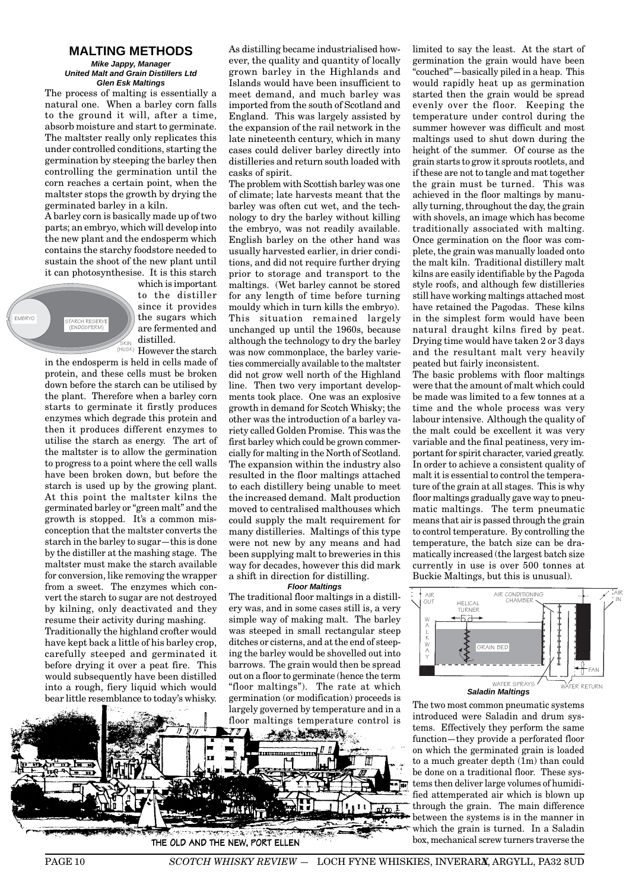## MALTING METHODS

***Mike Jappy, Manager***
***United Malt and Grain Distillers Ltd***
***Glen Esk Maltings***

The process of malting is essentially a natural one. When a barley corn falls to the ground it will, after a time, absorb moisture and start to germinate. The maltster really only replicates this under controlled conditions, starting the germination by steeping the barley then controlling the germination until the corn reaches a certain point, when the maltster stops the growth by drying the germinated barley in a kiln.

A barley corn is basically made up of two parts; an embryo, which will develop into the new plant and the endosperm which contains the starchy foodstore needed to sustain the shoot of the new plant until it can photosynthesise. It is this starch which is important to the distiller since it provides the sugars which are fermented and distilled.

EMBRYO — STARCH RESERVE (ENDOSPERM) — SKIN (HUSK)

However the starch in the endosperm is held in cells made of protein, and these cells must be broken down before the starch can be utilised by the plant. Therefore when a barley corn starts to germinate it firstly produces enzymes which degrade this protein and then it produces different enzymes to utilise the starch as energy. The art of the maltster is to allow the germination to progress to a point where the cell walls have been broken down, but before the starch is used up by the growing plant. At this point the maltster kilns the germinated barley or "green malt" and the growth is stopped. It's a common misconception that the maltster converts the starch in the barley to sugar—this is done by the distiller at the mashing stage. The maltster must make the starch available for conversion, like removing the wrapper from a sweet. The enzymes which convert the starch to sugar are not destroyed by kilning, only deactivated and they resume their activity during mashing.

Traditionally the highland crofter would have kept back a little of his barley crop, carefully steeped and germinated it before drying it over a peat fire. This would subsequently have been distilled into a rough, fiery liquid which would bear little resemblance to today's whisky.

THE OLD AND THE NEW, PORT ELLEN

As distilling became industrialised however, the quality and quantity of locally grown barley in the Highlands and Islands would have been insufficient to meet demand, and much barley was imported from the south of Scotland and England. This was largely assisted by the expansion of the rail network in the late nineteenth century, which in many cases could deliver barley directly into distilleries and return south loaded with casks of spirit.

The problem with Scottish barley was one of climate; late harvests meant that the barley was often cut wet, and the technology to dry the barley without killing the embryo, was not readily available. English barley on the other hand was usually harvested earlier, in drier conditions, and did not require further drying prior to storage and transport to the maltings. (Wet barley cannot be stored for any length of time before turning mouldy which in turn kills the embryo). This situation remained largely unchanged up until the 1960s, because although the technology to dry the barley was now commonplace, the barley varieties commercially available to the maltster did not grow well north of the Highland line. Then two very important developments took place. One was an explosive growth in demand for Scotch Whisky; the other was the introduction of a barley variety called Golden Promise. This was the first barley which could be grown commercially for malting in the North of Scotland. The expansion within the industry also resulted in the floor maltings attached to each distillery being unable to meet the increased demand. Malt production moved to centralised malthouses which could supply the malt requirement for many distilleries. Maltings of this type were not new by any means and had been supplying malt to breweries in this way for decades, however this did mark a shift in direction for distilling.

### *Floor Maltings*

The traditional floor maltings in a distillery was, and in some cases still is, a very simple way of making malt. The barley was steeped in small rectangular steep ditches or cisterns, and at the end of steeping the barley would be shovelled out into barrows. The grain would then be spread out on a floor to germinate (hence the term "floor maltings"). The rate at which germination (or modification) proceeds is largely governed by temperature and in a floor maltings temperature control is limited to say the least. At the start of germination the grain would have been "couched"—basically piled in a heap. This would rapidly heat up as germination started then the grain would be spread evenly over the floor. Keeping the temperature under control during the summer however was difficult and most maltings used to shut down during the height of the summer. Of course as the grain starts to grow it sprouts rootlets, and if these are not to tangle and mat together the grain must be turned. This was achieved in the floor maltings by manually turning, throughout the day, the grain with shovels, an image which has become traditionally associated with malting. Once germination on the floor was complete, the grain was manually loaded onto the malt kiln. Traditional distillery malt kilns are easily identifiable by the Pagoda style roofs, and although few distilleries still have working maltings attached most have retained the Pagodas. These kilns in the simplest form would have been natural draught kilns fired by peat. Drying time would have taken 2 or 3 days and the resultant malt very heavily peated but fairly inconsistent.

The basic problems with floor maltings were that the amount of malt which could be made was limited to a few tonnes at a time and the whole process was very labour intensive. Although the quality of the malt could be excellent it was very variable and the final peatiness, very important for spirit character, varied greatly. In order to achieve a consistent quality of malt it is essential to control the temperature of the grain at all stages. This is why floor maltings gradually gave way to pneumatic maltings. The term pneumatic means that air is passed through the grain to control temperature. By controlling the temperature, the batch size can be dramatically increased (the largest batch size currently in use is over 500 tonnes at Buckie Maltings, but this is unusual).

AIR OUT — HELICAL TURNER — AIR CONDITIONING CHAMBER — AIR IN — WALKWAY — GRAIN BED — FAN — WATER SPRAYS — WATER RETURN

***Saladin Maltings***

The two most common pneumatic systems introduced were Saladin and drum systems. Effectively they perform the same function—they provide a perforated floor on which the germinated grain is loaded to a much greater depth (1m) than could be done on a traditional floor. These systems then deliver large volumes of humidified attemperated air which is blown up through the grain. The main difference between the systems is in the manner in which the grain is turned. In a Saladin box, mechanical screw turners traverse the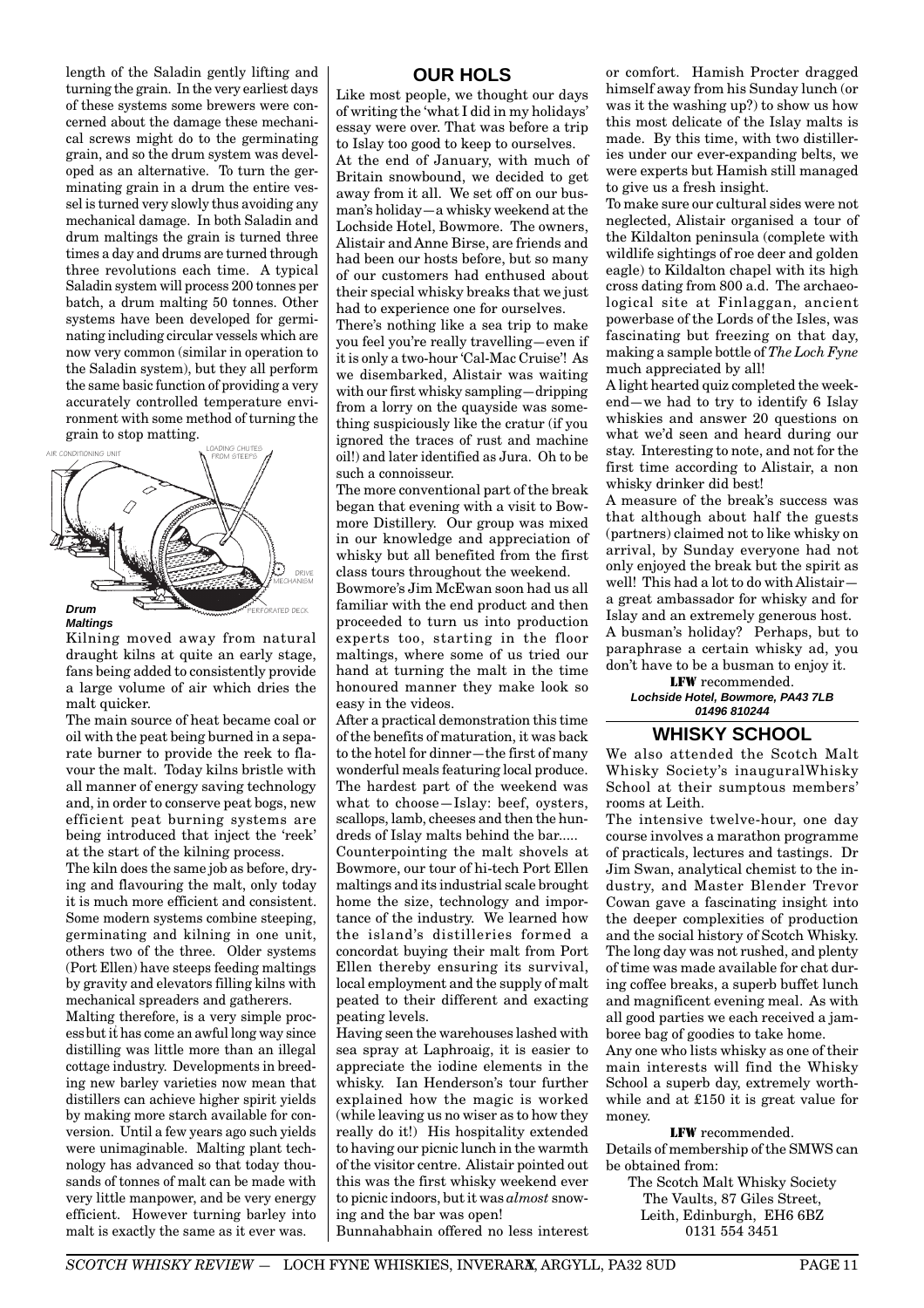length of the Saladin gently lifting and turning the grain. In the very earliest days of these systems some brewers were concerned about the damage these mechanical screws might do to the germinating grain, and so the drum system was developed as an alternative. To turn the germinating grain in a drum the entire vessel is turned very slowly thus avoiding any mechanical damage. In both Saladin and drum maltings the grain is turned three times a day and drums are turned through three revolutions each time. A typical Saladin system will process 200 tonnes per batch, a drum malting 50 tonnes. Other systems have been developed for germinating including circular vessels which are now very common (similar in operation to the Saladin system), but they all perform the same basic function of providing a very accurately controlled temperature environment with some method of turning the grain to stop matting.

AIR CONDITIONING UNIT — LOADING CHUTES FROM STEEPS — DRIVE MECHANISM — PERFORATED DECK

***Drum Maltings***

Kilning moved away from natural draught kilns at quite an early stage, fans being added to consistently provide a large volume of air which dries the malt quicker.

The main source of heat became coal or oil with the peat being burned in a separate burner to provide the reek to flavour the malt. Today kilns bristle with all manner of energy saving technology and, in order to conserve peat bogs, new efficient peat burning systems are being introduced that inject the 'reek' at the start of the kilning process.

The kiln does the same job as before, drying and flavouring the malt, only today it is much more efficient and consistent. Some modern systems combine steeping, germinating and kilning in one unit, others two of the three. Older systems (Port Ellen) have steeps feeding maltings by gravity and elevators filling kilns with mechanical spreaders and gatherers.

Malting therefore, is a very simple process but it has come an awful long way since distilling was little more than an illegal cottage industry. Developments in breeding new barley varieties now mean that distillers can achieve higher spirit yields by making more starch available for conversion. Until a few years ago such yields were unimaginable. Malting plant technology has advanced so that today thousands of tonnes of malt can be made with very little manpower, and be very energy efficient. However turning barley into malt is exactly the same as it ever was.

## OUR HOLS

Like most people, we thought our days of writing the 'what I did in my holidays' essay were over. That was before a trip to Islay too good to keep to ourselves.

At the end of January, with much of Britain snowbound, we decided to get away from it all. We set off on our busman's holiday—a whisky weekend at the Lochside Hotel, Bowmore. The owners, Alistair and Anne Birse, are friends and had been our hosts before, but so many of our customers had enthused about their special whisky breaks that we just had to experience one for ourselves.

There's nothing like a sea trip to make you feel you're really travelling—even if it is only a two-hour 'Cal-Mac Cruise'! As we disembarked, Alistair was waiting with our first whisky sampling—dripping from a lorry on the quayside was something suspiciously like the cratur (if you ignored the traces of rust and machine oil!) and later identified as Jura. Oh to be such a connoisseur.

The more conventional part of the break began that evening with a visit to Bowmore Distillery. Our group was mixed in our knowledge and appreciation of whisky but all benefited from the first class tours throughout the weekend.

Bowmore's Jim McEwan soon had us all familiar with the end product and then proceeded to turn us into production experts too, starting in the floor maltings, where some of us tried our hand at turning the malt in the time honoured manner they make look so easy in the videos.

After a practical demonstration this time of the benefits of maturation, it was back to the hotel for dinner—the first of many wonderful meals featuring local produce. The hardest part of the weekend was what to choose—Islay: beef, oysters, scallops, lamb, cheeses and then the hundreds of Islay malts behind the bar.....

Counterpointing the malt shovels at Bowmore, our tour of hi-tech Port Ellen maltings and its industrial scale brought home the size, technology and importance of the industry. We learned how the island's distilleries formed a concordat buying their malt from Port Ellen thereby ensuring its survival, local employment and the supply of malt peated to their different and exacting peating levels.

Having seen the warehouses lashed with sea spray at Laphroaig, it is easier to appreciate the iodine elements in the whisky. Ian Henderson's tour further explained how the magic is worked (while leaving us no wiser as to how they really do it!) His hospitality extended to having our picnic lunch in the warmth of the visitor centre. Alistair pointed out this was the first whisky weekend ever to picnic indoors, but it was *almost* snowing and the bar was open!

Bunnahabhain offered no less interest or comfort. Hamish Procter dragged himself away from his Sunday lunch (or was it the washing up?) to show us how this most delicate of the Islay malts is made. By this time, with two distilleries under our ever-expanding belts, we were experts but Hamish still managed to give us a fresh insight.

To make sure our cultural sides were not neglected, Alistair organised a tour of the Kildalton peninsula (complete with wildlife sightings of roe deer and golden eagle) to Kildalton chapel with its high cross dating from 800 a.d. The archaeological site at Finlaggan, ancient powerbase of the Lords of the Isles, was fascinating but freezing on that day, making a sample bottle of *The Loch Fyne* much appreciated by all!

A light hearted quiz completed the weekend—we had to try to identify 6 Islay whiskies and answer 20 questions on what we'd seen and heard during our stay. Interesting to note, and not for the first time according to Alistair, a non whisky drinker did best!

A measure of the break's success was that although about half the guests (partners) claimed not to like whisky on arrival, by Sunday everyone had not only enjoyed the break but the spirit as well! This had a lot to do with Alistair—a great ambassador for whisky and for Islay and an extremely generous host.

A busman's holiday? Perhaps, but to paraphrase a certain whisky ad, you don't have to be a busman to enjoy it.

**LFW** recommended.

***Lochside Hotel, Bowmore, PA43 7LB***
***01496 810244***

## WHISKY SCHOOL

We also attended the Scotch Malt Whisky Society's inauguralWhisky School at their sumptous members' rooms at Leith.

The intensive twelve-hour, one day course involves a marathon programme of practicals, lectures and tastings. Dr Jim Swan, analytical chemist to the industry, and Master Blender Trevor Cowan gave a fascinating insight into the deeper complexities of production and the social history of Scotch Whisky. The long day was not rushed, and plenty of time was made available for chat during coffee breaks, a superb buffet lunch and magnificent evening meal. As with all good parties we each received a jamboree bag of goodies to take home.

Any one who lists whisky as one of their main interests will find the Whisky School a superb day, extremely worthwhile and at £150 it is great value for money.

**LFW** recommended.

Details of membership of the SMWS can be obtained from:

The Scotch Malt Whisky Society
The Vaults, 87 Giles Street,
Leith, Edinburgh, EH6 6BZ
0131 554 3451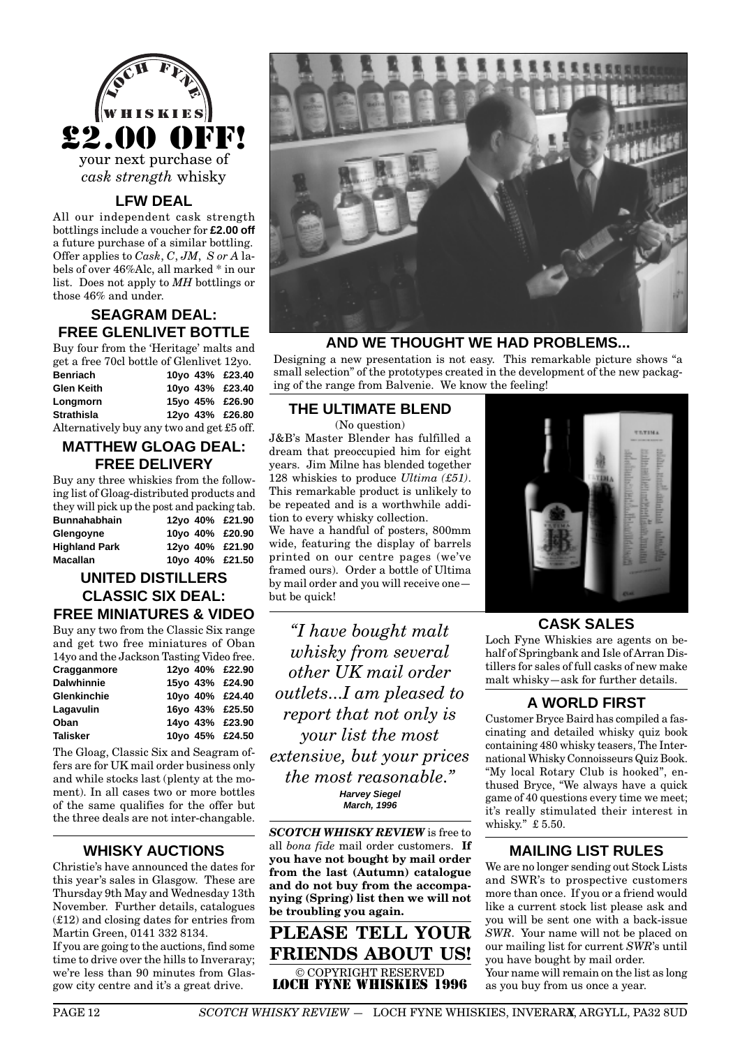LOCH FYNE WHISKIES

# £2.00 OFF!

your next purchase of *cask strength* whisky

## LFW DEAL

All our independent cask strength bottlings include a voucher for **£2.00 off** a future purchase of a similar bottling. Offer applies to *Cask*, *C*, *JM*, *S or A* labels of over 46%Alc, all marked * in our list. Does not apply to *MH* bottlings or those 46% and under.

## SEAGRAM DEAL: FREE GLENLIVET BOTTLE

Buy four from the 'Heritage' malts and get a free 70cl bottle of Glenlivet 12yo.

| | | | |
|---|---|---|---|
| **Benriach** | **10yo** | **43%** | **£23.40** |
| **Glen Keith** | **10yo** | **43%** | **£23.40** |
| **Longmorn** | **15yo** | **45%** | **£26.90** |
| **Strathisla** | **12yo** | **43%** | **£26.80** |

Alternatively buy any two and get £5 off.

## MATTHEW GLOAG DEAL: FREE DELIVERY

Buy any three whiskies from the following list of Gloag-distributed products and they will pick up the post and packing tab.

| | | | |
|---|---|---|---|
| **Bunnahabhain** | **12yo** | **40%** | **£21.90** |
| **Glengoyne** | **10yo** | **40%** | **£20.90** |
| **Highland Park** | **12yo** | **40%** | **£21.90** |
| **Macallan** | **10yo** | **40%** | **£21.50** |

## UNITED DISTILLERS CLASSIC SIX DEAL: FREE MINIATURES & VIDEO

Buy any two from the Classic Six range and get two free miniatures of Oban 14yo and the Jackson Tasting Video free.

| | | | |
|---|---|---|---|
| **Cragganmore** | **12yo** | **40%** | **£22.90** |
| **Dalwhinnie** | **15yo** | **43%** | **£24.90** |
| **Glenkinchie** | **10yo** | **40%** | **£24.40** |
| **Lagavulin** | **16yo** | **43%** | **£25.50** |
| **Oban** | **14yo** | **43%** | **£23.90** |
| **Talisker** | **10yo** | **45%** | **£24.50** |

The Gloag, Classic Six and Seagram offers are for UK mail order business only and while stocks last (plenty at the moment). In all cases two or more bottles of the same qualifies for the offer but the three deals are not inter-changable.

## WHISKY AUCTIONS

Christie's have announced the dates for this year's sales in Glasgow. These are Thursday 9th May and Wednesday 13th November. Further details, catalogues (£12) and closing dates for entries from Martin Green, 0141 332 8134.

If you are going to the auctions, find some time to drive over the hills to Inveraray; we're less than 90 minutes from Glasgow city centre and it's a great drive.

## AND WE THOUGHT WE HAD PROBLEMS...

Designing a new presentation is not easy. This remarkable picture shows "a small selection" of the prototypes created in the development of the new packaging of the range from Balvenie. We know the feeling!

## THE ULTIMATE BLEND

(No question)

J&B's Master Blender has fulfilled a dream that preoccupied him for eight years. Jim Milne has blended together 128 whiskies to produce *Ultima (£51)*. This remarkable product is unlikely to be repeated and is a worthwhile addition to every whisky collection.

We have a handful of posters, 800mm wide, featuring the display of barrels printed on our centre pages (we've framed ours). Order a bottle of Ultima by mail order and you will receive one—but be quick!

*"I have bought malt whisky from several other UK mail order outlets...I am pleased to report that not only is your list the most extensive, but your prices the most reasonable."*

***Harvey Siegel***
***March, 1996***

***SCOTCH WHISKY REVIEW*** is free to all *bona fide* mail order customers. **If you have not bought by mail order from the last (Autumn) catalogue and do not buy from the accompanying (Spring) list then we will not be troubling you again.**

## PLEASE TELL YOUR FRIENDS ABOUT US!

© COPYRIGHT RESERVED
LOCH FYNE WHISKIES 1996

## CASK SALES

Loch Fyne Whiskies are agents on behalf of Springbank and Isle of Arran Distillers for sales of full casks of new make malt whisky—ask for further details.

## A WORLD FIRST

Customer Bryce Baird has compiled a fascinating and detailed whisky quiz book containing 480 whisky teasers, The International Whisky Connoisseurs Quiz Book. "My local Rotary Club is hooked", enthused Bryce, "We always have a quick game of 40 questions every time we meet; it's really stimulated their interest in whisky." £ 5.50.

## MAILING LIST RULES

We are no longer sending out Stock Lists and SWR's to prospective customers more than once. If you or a friend would like a current stock list please ask and you will be sent one with a back-issue *SWR*. Your name will not be placed on our mailing list for current *SWR*'s until you have bought by mail order.

Your name will remain on the list as long as you buy from us once a year.